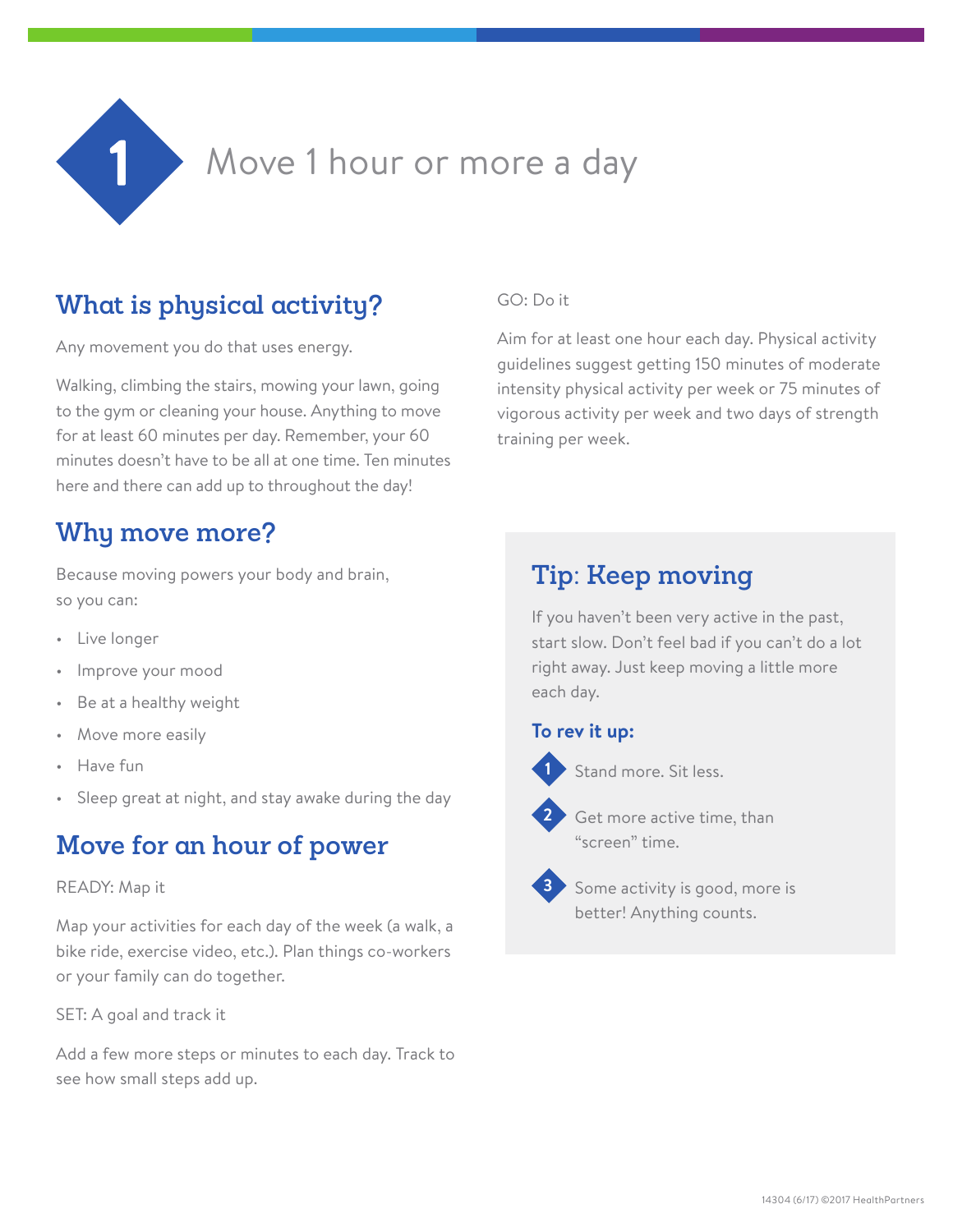# 1 Move 1 hour or more a day

## What is physical activity?

Any movement you do that uses energy.

Walking, climbing the stairs, mowing your lawn, going to the gym or cleaning your house. Anything to move for at least 60 minutes per day. Remember, your 60 minutes doesn't have to be all at one time. Ten minutes here and there can add up to throughout the day!

## Why move more?

Because moving powers your body and brain, so you can:

- Live longer
- Improve your mood
- Be at a healthy weight
- Move more easily
- Have fun
- Sleep great at night, and stay awake during the day

## Move for an hour of power

READY: Map it

Map your activities for each day of the week (a walk, a bike ride, exercise video, etc.). Plan things co-workers or your family can do together.

SET: A goal and track it

Add a few more steps or minutes to each day. Track to see how small steps add up.

GO: Do it

Aim for at least one hour each day. Physical activity guidelines suggest getting 150 minutes of moderate intensity physical activity per week or 75 minutes of vigorous activity per week and two days of strength training per week.

## Tip: Keep moving

If you haven't been very active in the past, start slow. Don't feel bad if you can't do a lot right away. Just keep moving a little more each day.

**To rev it up:**

1. Stand more. Sit less.
2. Get more active time, than "screen" time.
3. Some activity is good, more is better! Anything counts.

14304 (6/17) ©2017 HealthPartners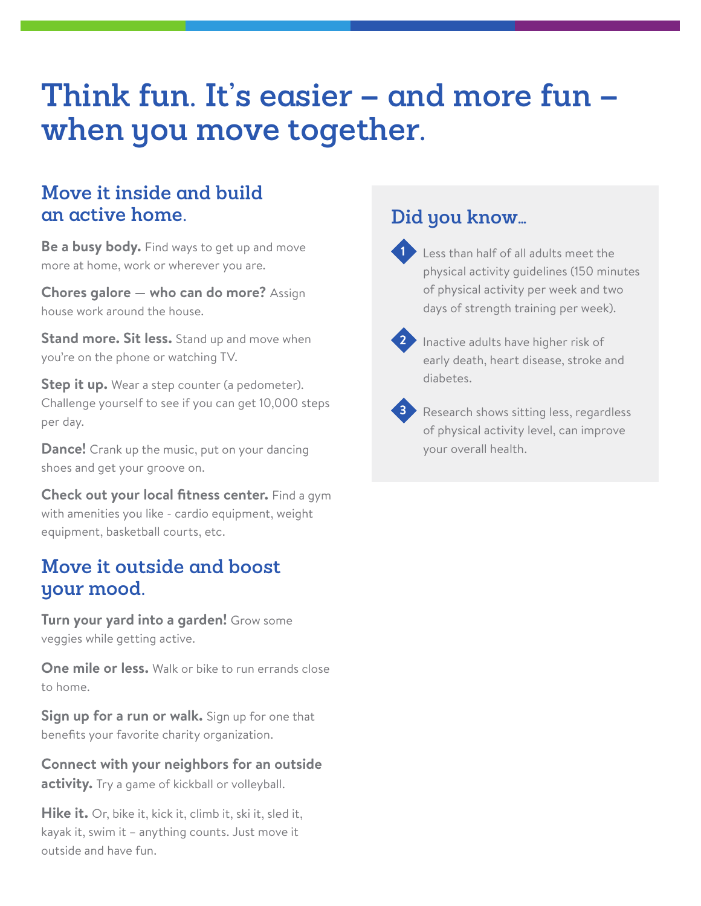# Think fun. It's easier – and more fun – when you move together.

## Move it inside and build an active home.

**Be a busy body.** Find ways to get up and move more at home, work or wherever you are.

**Chores galore — who can do more?** Assign house work around the house.

**Stand more. Sit less.** Stand up and move when you're on the phone or watching TV.

**Step it up.** Wear a step counter (a pedometer). Challenge yourself to see if you can get 10,000 steps per day.

**Dance!** Crank up the music, put on your dancing shoes and get your groove on.

**Check out your local fitness center.** Find a gym with amenities you like - cardio equipment, weight equipment, basketball courts, etc.

## Move it outside and boost your mood.

**Turn your yard into a garden!** Grow some veggies while getting active.

**One mile or less.** Walk or bike to run errands close to home.

**Sign up for a run or walk.** Sign up for one that benefits your favorite charity organization.

**Connect with your neighbors for an outside activity.** Try a game of kickball or volleyball.

**Hike it.** Or, bike it, kick it, climb it, ski it, sled it, kayak it, swim it – anything counts. Just move it outside and have fun.

## Did you know…

1. Less than half of all adults meet the physical activity guidelines (150 minutes of physical activity per week and two days of strength training per week).
2. Inactive adults have higher risk of early death, heart disease, stroke and diabetes.
3. Research shows sitting less, regardless of physical activity level, can improve your overall health.